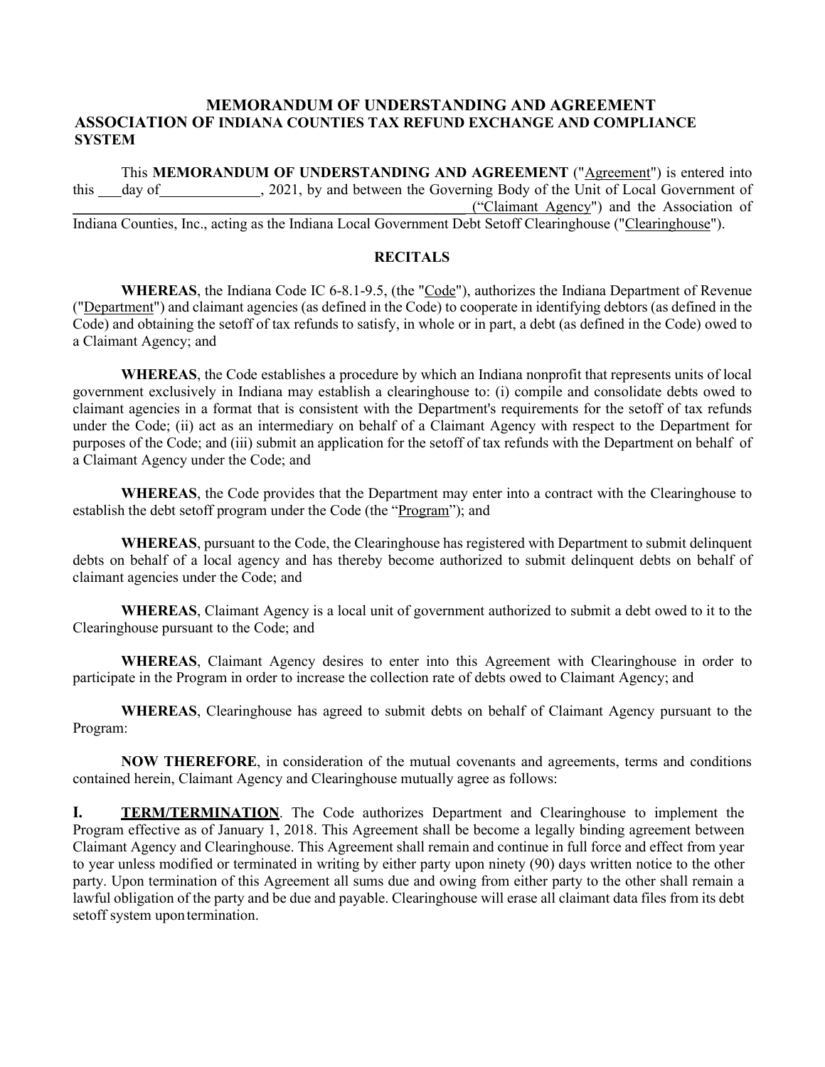# MEMORANDUM OF UNDERSTANDING AND AGREEMENT
## ASSOCIATION OF INDIANA COUNTIES TAX REFUND EXCHANGE AND COMPLIANCE SYSTEM

This **MEMORANDUM OF UNDERSTANDING AND AGREEMENT** ("Agreement") is entered into this ___ day of ____________, 2021, by and between the Governing Body of the Unit of Local Government of ______________________________________________ ("Claimant Agency") and the Association of Indiana Counties, Inc., acting as the Indiana Local Government Debt Setoff Clearinghouse ("Clearinghouse").

## RECITALS

**WHEREAS**, the Indiana Code IC 6-8.1-9.5, (the "Code"), authorizes the Indiana Department of Revenue ("Department") and claimant agencies (as defined in the Code) to cooperate in identifying debtors (as defined in the Code) and obtaining the setoff of tax refunds to satisfy, in whole or in part, a debt (as defined in the Code) owed to a Claimant Agency; and

**WHEREAS**, the Code establishes a procedure by which an Indiana nonprofit that represents units of local government exclusively in Indiana may establish a clearinghouse to: (i) compile and consolidate debts owed to claimant agencies in a format that is consistent with the Department's requirements for the setoff of tax refunds under the Code; (ii) act as an intermediary on behalf of a Claimant Agency with respect to the Department for purposes of the Code; and (iii) submit an application for the setoff of tax refunds with the Department on behalf of a Claimant Agency under the Code; and

**WHEREAS**, the Code provides that the Department may enter into a contract with the Clearinghouse to establish the debt setoff program under the Code (the "Program"); and

**WHEREAS**, pursuant to the Code, the Clearinghouse has registered with Department to submit delinquent debts on behalf of a local agency and has thereby become authorized to submit delinquent debts on behalf of claimant agencies under the Code; and

**WHEREAS**, Claimant Agency is a local unit of government authorized to submit a debt owed to it to the Clearinghouse pursuant to the Code; and

**WHEREAS**, Claimant Agency desires to enter into this Agreement with Clearinghouse in order to participate in the Program in order to increase the collection rate of debts owed to Claimant Agency; and

**WHEREAS**, Clearinghouse has agreed to submit debts on behalf of Claimant Agency pursuant to the Program:

**NOW THEREFORE**, in consideration of the mutual covenants and agreements, terms and conditions contained herein, Claimant Agency and Clearinghouse mutually agree as follows:

**I. TERM/TERMINATION**. The Code authorizes Department and Clearinghouse to implement the Program effective as of January 1, 2018. This Agreement shall be become a legally binding agreement between Claimant Agency and Clearinghouse. This Agreement shall remain and continue in full force and effect from year to year unless modified or terminated in writing by either party upon ninety (90) days written notice to the other party. Upon termination of this Agreement all sums due and owing from either party to the other shall remain a lawful obligation of the party and be due and payable. Clearinghouse will erase all claimant data files from its debt setoff system upon termination.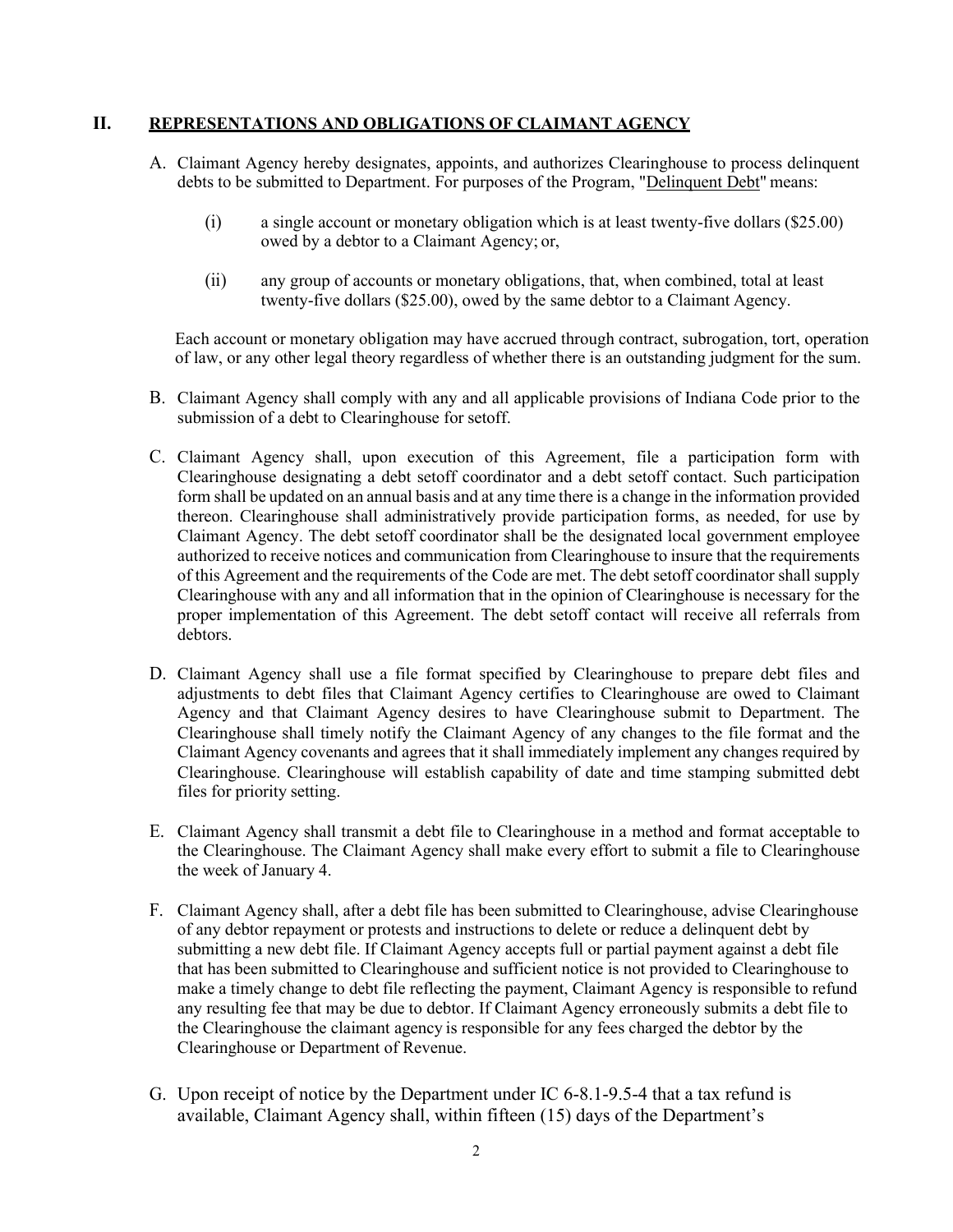## II. REPRESENTATIONS AND OBLIGATIONS OF CLAIMANT AGENCY

A. Claimant Agency hereby designates, appoints, and authorizes Clearinghouse to process delinquent debts to be submitted to Department. For purposes of the Program, "Delinquent Debt" means:

   (i) a single account or monetary obligation which is at least twenty-five dollars ($25.00) owed by a debtor to a Claimant Agency; or,

   (ii) any group of accounts or monetary obligations, that, when combined, total at least twenty-five dollars ($25.00), owed by the same debtor to a Claimant Agency.

   Each account or monetary obligation may have accrued through contract, subrogation, tort, operation of law, or any other legal theory regardless of whether there is an outstanding judgment for the sum.

B. Claimant Agency shall comply with any and all applicable provisions of Indiana Code prior to the submission of a debt to Clearinghouse for setoff.

C. Claimant Agency shall, upon execution of this Agreement, file a participation form with Clearinghouse designating a debt setoff coordinator and a debt setoff contact. Such participation form shall be updated on an annual basis and at any time there is a change in the information provided thereon. Clearinghouse shall administratively provide participation forms, as needed, for use by Claimant Agency. The debt setoff coordinator shall be the designated local government employee authorized to receive notices and communication from Clearinghouse to insure that the requirements of this Agreement and the requirements of the Code are met. The debt setoff coordinator shall supply Clearinghouse with any and all information that in the opinion of Clearinghouse is necessary for the proper implementation of this Agreement. The debt setoff contact will receive all referrals from debtors.

D. Claimant Agency shall use a file format specified by Clearinghouse to prepare debt files and adjustments to debt files that Claimant Agency certifies to Clearinghouse are owed to Claimant Agency and that Claimant Agency desires to have Clearinghouse submit to Department. The Clearinghouse shall timely notify the Claimant Agency of any changes to the file format and the Claimant Agency covenants and agrees that it shall immediately implement any changes required by Clearinghouse. Clearinghouse will establish capability of date and time stamping submitted debt files for priority setting.

E. Claimant Agency shall transmit a debt file to Clearinghouse in a method and format acceptable to the Clearinghouse. The Claimant Agency shall make every effort to submit a file to Clearinghouse the week of January 4.

F. Claimant Agency shall, after a debt file has been submitted to Clearinghouse, advise Clearinghouse of any debtor repayment or protests and instructions to delete or reduce a delinquent debt by submitting a new debt file. If Claimant Agency accepts full or partial payment against a debt file that has been submitted to Clearinghouse and sufficient notice is not provided to Clearinghouse to make a timely change to debt file reflecting the payment, Claimant Agency is responsible to refund any resulting fee that may be due to debtor. If Claimant Agency erroneously submits a debt file to the Clearinghouse the claimant agency is responsible for any fees charged the debtor by the Clearinghouse or Department of Revenue.

G. Upon receipt of notice by the Department under IC 6-8.1-9.5-4 that a tax refund is available, Claimant Agency shall, within fifteen (15) days of the Department's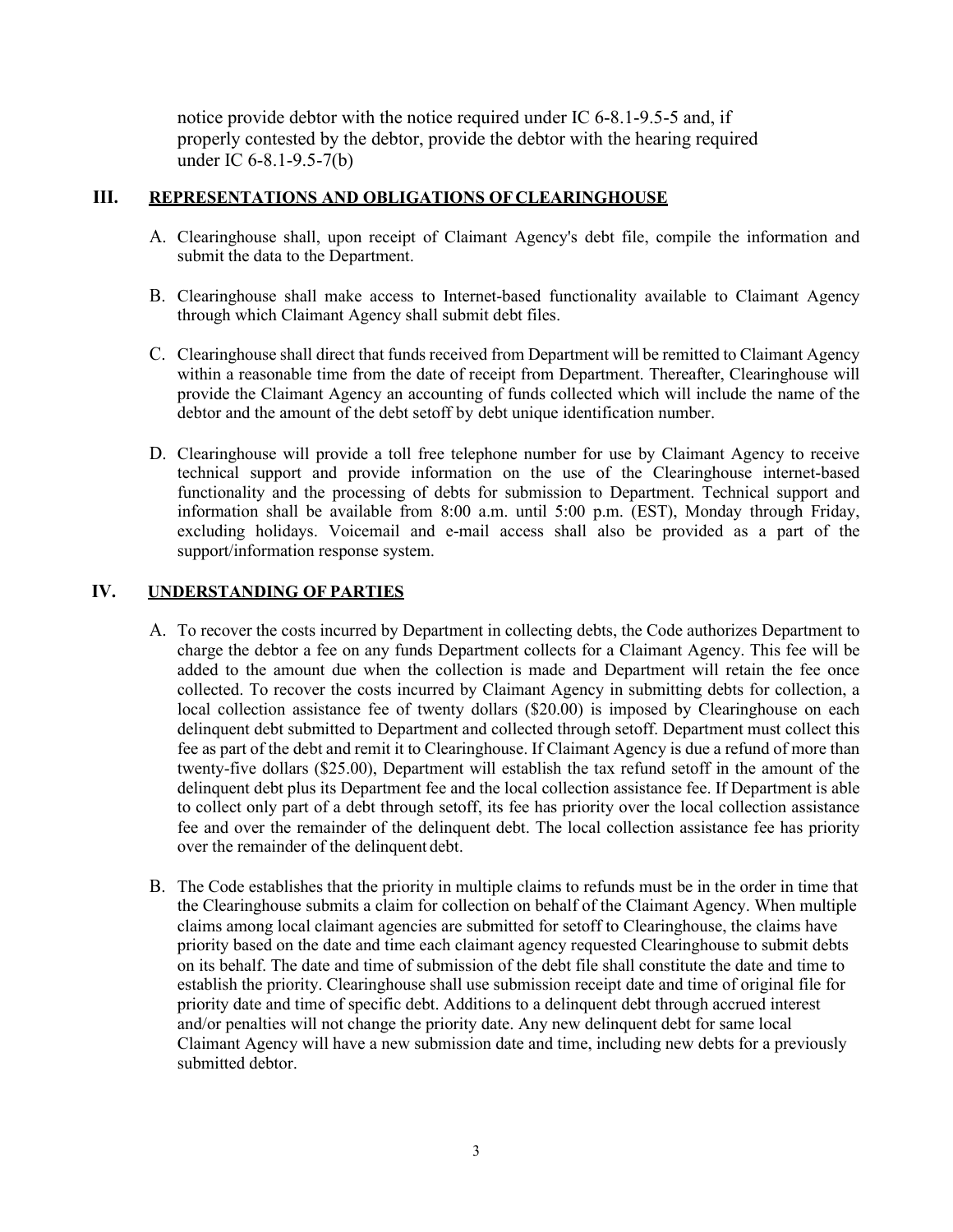notice provide debtor with the notice required under IC 6-8.1-9.5-5 and, if properly contested by the debtor, provide the debtor with the hearing required under IC 6-8.1-9.5-7(b)

## III. REPRESENTATIONS AND OBLIGATIONS OF CLEARINGHOUSE

A. Clearinghouse shall, upon receipt of Claimant Agency's debt file, compile the information and submit the data to the Department.

B. Clearinghouse shall make access to Internet-based functionality available to Claimant Agency through which Claimant Agency shall submit debt files.

C. Clearinghouse shall direct that funds received from Department will be remitted to Claimant Agency within a reasonable time from the date of receipt from Department. Thereafter, Clearinghouse will provide the Claimant Agency an accounting of funds collected which will include the name of the debtor and the amount of the debt setoff by debt unique identification number.

D. Clearinghouse will provide a toll free telephone number for use by Claimant Agency to receive technical support and provide information on the use of the Clearinghouse internet-based functionality and the processing of debts for submission to Department. Technical support and information shall be available from 8:00 a.m. until 5:00 p.m. (EST), Monday through Friday, excluding holidays. Voicemail and e-mail access shall also be provided as a part of the support/information response system.

## IV. UNDERSTANDING OF PARTIES

A. To recover the costs incurred by Department in collecting debts, the Code authorizes Department to charge the debtor a fee on any funds Department collects for a Claimant Agency. This fee will be added to the amount due when the collection is made and Department will retain the fee once collected. To recover the costs incurred by Claimant Agency in submitting debts for collection, a local collection assistance fee of twenty dollars ($20.00) is imposed by Clearinghouse on each delinquent debt submitted to Department and collected through setoff. Department must collect this fee as part of the debt and remit it to Clearinghouse. If Claimant Agency is due a refund of more than twenty-five dollars ($25.00), Department will establish the tax refund setoff in the amount of the delinquent debt plus its Department fee and the local collection assistance fee. If Department is able to collect only part of a debt through setoff, its fee has priority over the local collection assistance fee and over the remainder of the delinquent debt. The local collection assistance fee has priority over the remainder of the delinquent debt.

B. The Code establishes that the priority in multiple claims to refunds must be in the order in time that the Clearinghouse submits a claim for collection on behalf of the Claimant Agency. When multiple claims among local claimant agencies are submitted for setoff to Clearinghouse, the claims have priority based on the date and time each claimant agency requested Clearinghouse to submit debts on its behalf. The date and time of submission of the debt file shall constitute the date and time to establish the priority. Clearinghouse shall use submission receipt date and time of original file for priority date and time of specific debt. Additions to a delinquent debt through accrued interest and/or penalties will not change the priority date. Any new delinquent debt for same local Claimant Agency will have a new submission date and time, including new debts for a previously submitted debtor.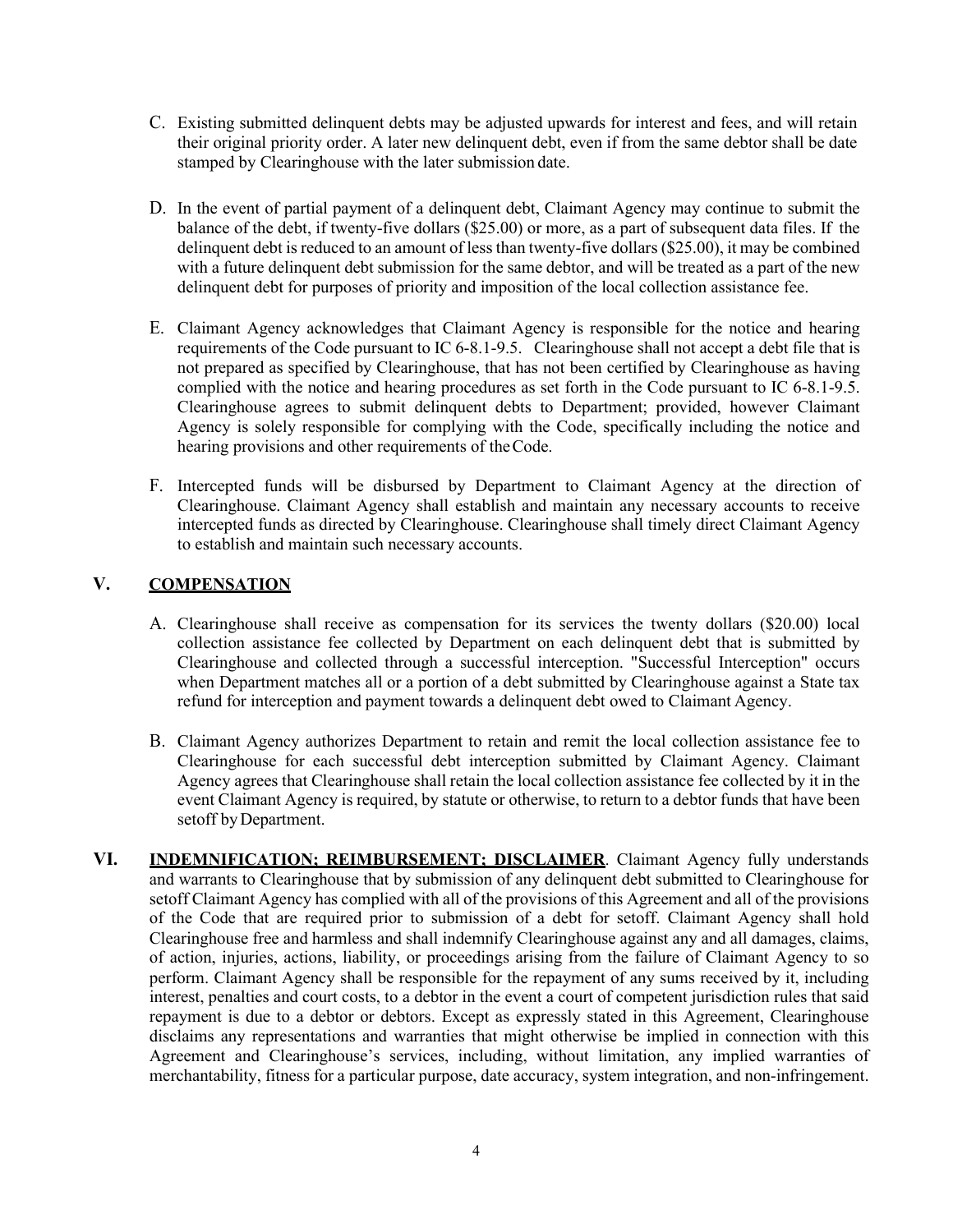C. Existing submitted delinquent debts may be adjusted upwards for interest and fees, and will retain their original priority order. A later new delinquent debt, even if from the same debtor shall be date stamped by Clearinghouse with the later submission date.

D. In the event of partial payment of a delinquent debt, Claimant Agency may continue to submit the balance of the debt, if twenty-five dollars ($25.00) or more, as a part of subsequent data files. If the delinquent debt is reduced to an amount of less than twenty-five dollars ($25.00), it may be combined with a future delinquent debt submission for the same debtor, and will be treated as a part of the new delinquent debt for purposes of priority and imposition of the local collection assistance fee.

E. Claimant Agency acknowledges that Claimant Agency is responsible for the notice and hearing requirements of the Code pursuant to IC 6-8.1-9.5. Clearinghouse shall not accept a debt file that is not prepared as specified by Clearinghouse, that has not been certified by Clearinghouse as having complied with the notice and hearing procedures as set forth in the Code pursuant to IC 6-8.1-9.5. Clearinghouse agrees to submit delinquent debts to Department; provided, however Claimant Agency is solely responsible for complying with the Code, specifically including the notice and hearing provisions and other requirements of the Code.

F. Intercepted funds will be disbursed by Department to Claimant Agency at the direction of Clearinghouse. Claimant Agency shall establish and maintain any necessary accounts to receive intercepted funds as directed by Clearinghouse. Clearinghouse shall timely direct Claimant Agency to establish and maintain such necessary accounts.

## V. COMPENSATION

A. Clearinghouse shall receive as compensation for its services the twenty dollars ($20.00) local collection assistance fee collected by Department on each delinquent debt that is submitted by Clearinghouse and collected through a successful interception. "Successful Interception" occurs when Department matches all or a portion of a debt submitted by Clearinghouse against a State tax refund for interception and payment towards a delinquent debt owed to Claimant Agency.

B. Claimant Agency authorizes Department to retain and remit the local collection assistance fee to Clearinghouse for each successful debt interception submitted by Claimant Agency. Claimant Agency agrees that Clearinghouse shall retain the local collection assistance fee collected by it in the event Claimant Agency is required, by statute or otherwise, to return to a debtor funds that have been setoff by Department.

## VI. INDEMNIFICATION; REIMBURSEMENT; DISCLAIMER

Claimant Agency fully understands and warrants to Clearinghouse that by submission of any delinquent debt submitted to Clearinghouse for setoff Claimant Agency has complied with all of the provisions of this Agreement and all of the provisions of the Code that are required prior to submission of a debt for setoff. Claimant Agency shall hold Clearinghouse free and harmless and shall indemnify Clearinghouse against any and all damages, claims, of action, injuries, actions, liability, or proceedings arising from the failure of Claimant Agency to so perform. Claimant Agency shall be responsible for the repayment of any sums received by it, including interest, penalties and court costs, to a debtor in the event a court of competent jurisdiction rules that said repayment is due to a debtor or debtors. Except as expressly stated in this Agreement, Clearinghouse disclaims any representations and warranties that might otherwise be implied in connection with this Agreement and Clearinghouse's services, including, without limitation, any implied warranties of merchantability, fitness for a particular purpose, date accuracy, system integration, and non-infringement.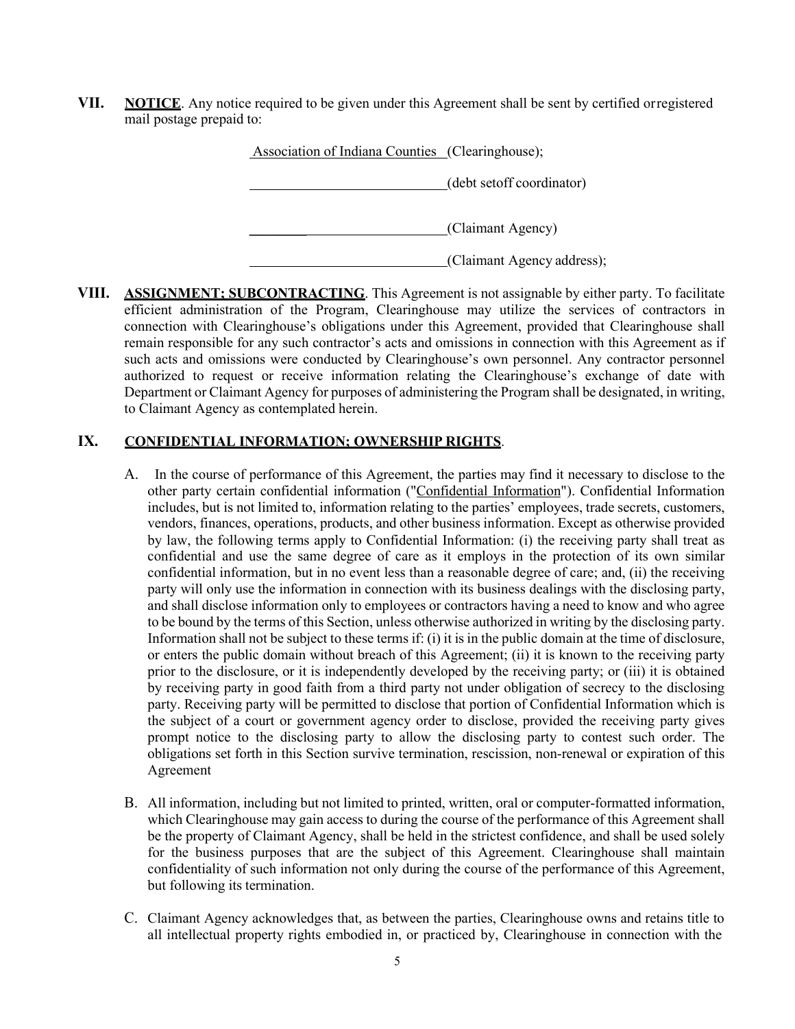**VII. NOTICE**. Any notice required to be given under this Agreement shall be sent by certified orregistered mail postage prepaid to:

Association of Indiana Counties (Clearinghouse);

____________________________(debt setoff coordinator)

____________________________(Claimant Agency)

____________________________(Claimant Agency address);

**VIII. ASSIGNMENT; SUBCONTRACTING**. This Agreement is not assignable by either party. To facilitate efficient administration of the Program, Clearinghouse may utilize the services of contractors in connection with Clearinghouse's obligations under this Agreement, provided that Clearinghouse shall remain responsible for any such contractor's acts and omissions in connection with this Agreement as if such acts and omissions were conducted by Clearinghouse's own personnel. Any contractor personnel authorized to request or receive information relating the Clearinghouse's exchange of date with Department or Claimant Agency for purposes of administering the Program shall be designated, in writing, to Claimant Agency as contemplated herein.

**IX. CONFIDENTIAL INFORMATION; OWNERSHIP RIGHTS**.

A. In the course of performance of this Agreement, the parties may find it necessary to disclose to the other party certain confidential information ("Confidential Information"). Confidential Information includes, but is not limited to, information relating to the parties' employees, trade secrets, customers, vendors, finances, operations, products, and other business information. Except as otherwise provided by law, the following terms apply to Confidential Information: (i) the receiving party shall treat as confidential and use the same degree of care as it employs in the protection of its own similar confidential information, but in no event less than a reasonable degree of care; and, (ii) the receiving party will only use the information in connection with its business dealings with the disclosing party, and shall disclose information only to employees or contractors having a need to know and who agree to be bound by the terms of this Section, unless otherwise authorized in writing by the disclosing party. Information shall not be subject to these terms if: (i) it is in the public domain at the time of disclosure, or enters the public domain without breach of this Agreement; (ii) it is known to the receiving party prior to the disclosure, or it is independently developed by the receiving party; or (iii) it is obtained by receiving party in good faith from a third party not under obligation of secrecy to the disclosing party. Receiving party will be permitted to disclose that portion of Confidential Information which is the subject of a court or government agency order to disclose, provided the receiving party gives prompt notice to the disclosing party to allow the disclosing party to contest such order. The obligations set forth in this Section survive termination, rescission, non-renewal or expiration of this Agreement

B. All information, including but not limited to printed, written, oral or computer-formatted information, which Clearinghouse may gain access to during the course of the performance of this Agreement shall be the property of Claimant Agency, shall be held in the strictest confidence, and shall be used solely for the business purposes that are the subject of this Agreement. Clearinghouse shall maintain confidentiality of such information not only during the course of the performance of this Agreement, but following its termination.

C. Claimant Agency acknowledges that, as between the parties, Clearinghouse owns and retains title to all intellectual property rights embodied in, or practiced by, Clearinghouse in connection with the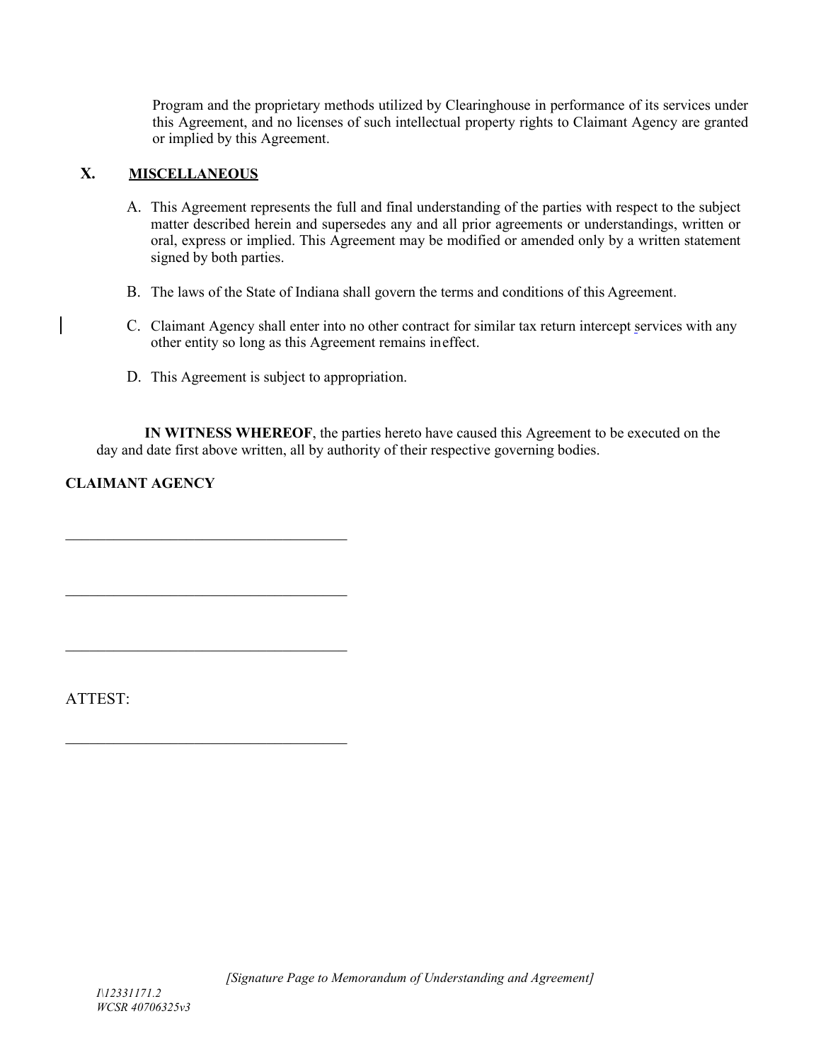Program and the proprietary methods utilized by Clearinghouse in performance of its services under this Agreement, and no licenses of such intellectual property rights to Claimant Agency are granted or implied by this Agreement.

## X. MISCELLANEOUS

A. This Agreement represents the full and final understanding of the parties with respect to the subject matter described herein and supersedes any and all prior agreements or understandings, written or oral, express or implied. This Agreement may be modified or amended only by a written statement signed by both parties.

B. The laws of the State of Indiana shall govern the terms and conditions of this Agreement.

C. Claimant Agency shall enter into no other contract for similar tax return intercept services with any other entity so long as this Agreement remains in effect.

D. This Agreement is subject to appropriation.

**IN WITNESS WHEREOF**, the parties hereto have caused this Agreement to be executed on the day and date first above written, all by authority of their respective governing bodies.

**CLAIMANT AGENCY**

\_\_\_\_\_\_\_\_\_\_\_\_\_\_\_\_\_\_\_\_\_\_\_\_\_\_\_\_\_\_\_\_\_\_\_\_

\_\_\_\_\_\_\_\_\_\_\_\_\_\_\_\_\_\_\_\_\_\_\_\_\_\_\_\_\_\_\_\_\_\_\_\_

\_\_\_\_\_\_\_\_\_\_\_\_\_\_\_\_\_\_\_\_\_\_\_\_\_\_\_\_\_\_\_\_\_\_\_\_

ATTEST:

\_\_\_\_\_\_\_\_\_\_\_\_\_\_\_\_\_\_\_\_\_\_\_\_\_\_\_\_\_\_\_\_\_\_\_\_

*[Signature Page to Memorandum of Understanding and Agreement]*

*I\12331171.2*
*WCSR 40706325v3*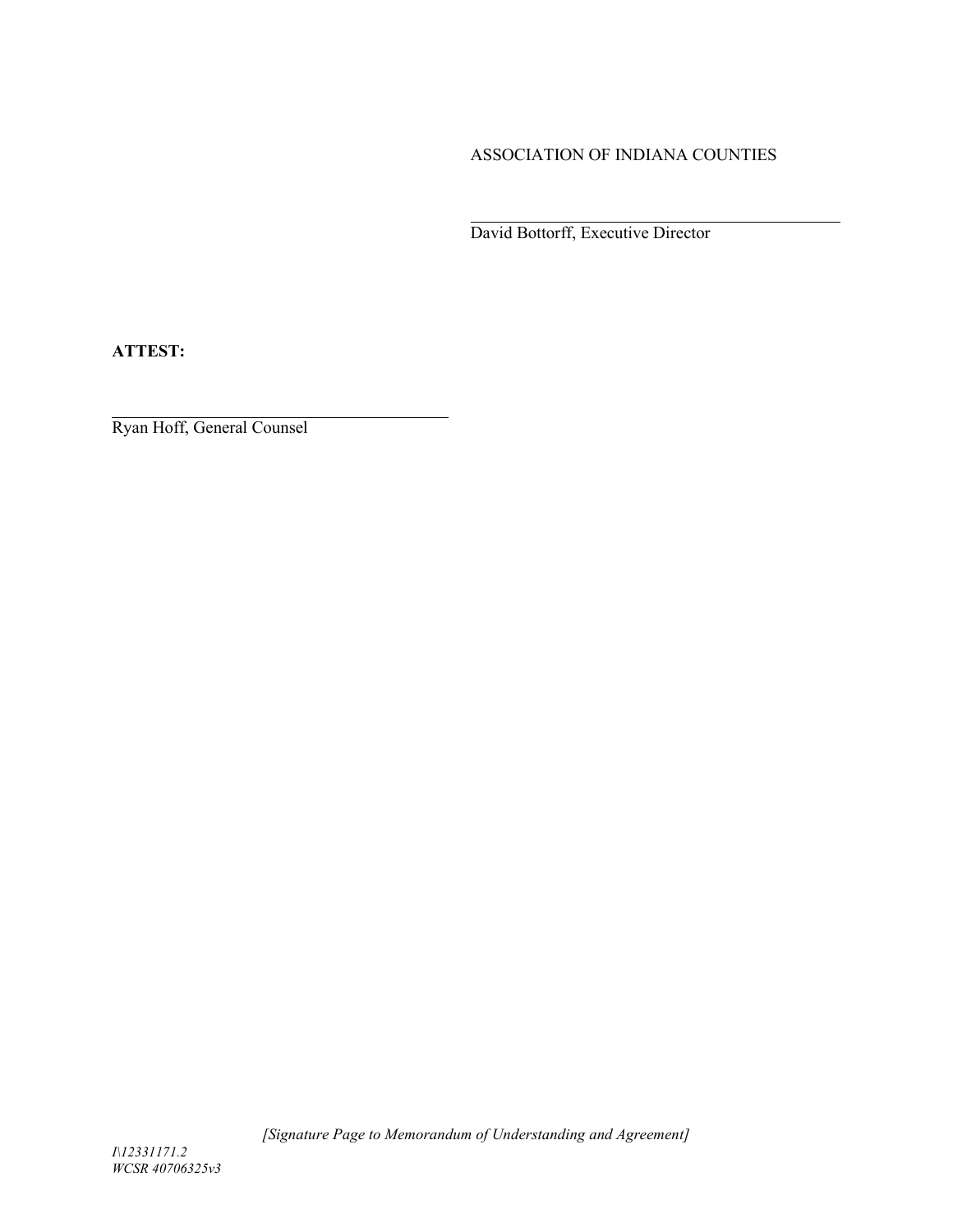ASSOCIATION OF INDIANA COUNTIES

\_\_\_\_\_\_\_\_\_\_\_\_\_\_\_\_\_\_\_\_\_\_\_\_\_\_\_\_\_\_\_\_\_\_\_\_\_\_\_\_

David Bottorff, Executive Director

**ATTEST:**

\_\_\_\_\_\_\_\_\_\_\_\_\_\_\_\_\_\_\_\_\_\_\_\_\_\_\_\_\_\_\_\_\_\_\_\_\_\_\_\_

Ryan Hoff, General Counsel

*[Signature Page to Memorandum of Understanding and Agreement]*

*I\12331171.2*
*WCSR 40706325v3*